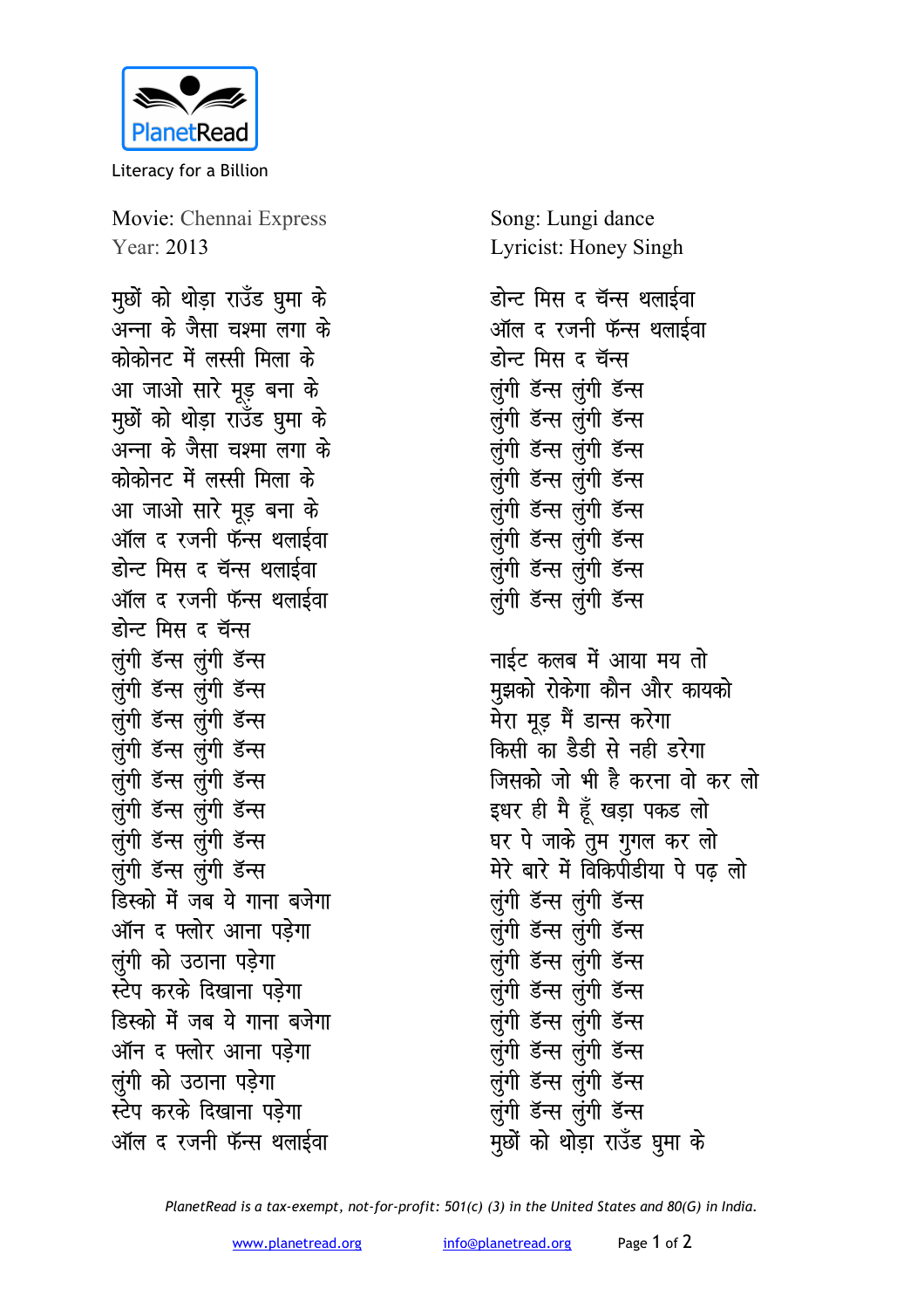PlanetRead

Literacy for a Billion

Movie: Chennai Express
Year: 2013

Song: Lungi dance
Lyricist: Honey Singh

मुछों को थोड़ा राउँड घुमा के
अन्ना के जैसा चश्मा लगा के
कोकोनट में लस्सी मिला के
आ जाओ सारे मूड़ बना के
मुछों को थोड़ा राउँड घुमा के
अन्ना के जैसा चश्मा लगा के
कोकोनट में लस्सी मिला के
आ जाओ सारे मूड़ बना के
ऑल द रजनी फॅन्स थलाईवा
डोन्ट मिस द चॅन्स थलाईवा
ऑल द रजनी फॅन्स थलाईवा
डोन्ट मिस द चॅन्स
लुंगी डॅन्स लुंगी डॅन्स
लुंगी डॅन्स लुंगी डॅन्स
लुंगी डॅन्स लुंगी डॅन्स
लुंगी डॅन्स लुंगी डॅन्स
लुंगी डॅन्स लुंगी डॅन्स
लुंगी डॅन्स लुंगी डॅन्स
लुंगी डॅन्स लुंगी डॅन्स
लुंगी डॅन्स लुंगी डॅन्स
डिस्को में जब ये गाना बजेगा
ऑन द फ्लोर आना पड़ेगा
लुंगी को उठाना पड़ेगा
स्टेप करके दिखाना पड़ेगा
डिस्को में जब ये गाना बजेगा
ऑन द फ्लोर आना पड़ेगा
लुंगी को उठाना पड़ेगा
स्टेप करके दिखाना पड़ेगा
ऑल द रजनी फॅन्स थलाईवा
डोन्ट मिस द चॅन्स थलाईवा
ऑल द रजनी फॅन्स थलाईवा
डोन्ट मिस द चॅन्स
लुंगी डॅन्स लुंगी डॅन्स
लुंगी डॅन्स लुंगी डॅन्स
लुंगी डॅन्स लुंगी डॅन्स
लुंगी डॅन्स लुंगी डॅन्स
लुंगी डॅन्स लुंगी डॅन्स
लुंगी डॅन्स लुंगी डॅन्स
लुंगी डॅन्स लुंगी डॅन्स
लुंगी डॅन्स लुंगी डॅन्स

नाईट कलब में आया मय तो
मुझको रोकेगा कौन और कायको
मेरा मूड़ मैं डान्स करेगा
किसी का डैडी से नही डरेगा
जिसको जो भी है करना वो कर लो
इधर ही मै हूँ खड़ा पकड लो
घर पे जाके तुम गुगल कर लो
मेरे बारे में विकिपीडीया पे पढ़ लो
लुंगी डॅन्स लुंगी डॅन्स
लुंगी डॅन्स लुंगी डॅन्स
लुंगी डॅन्स लुंगी डॅन्स
लुंगी डॅन्स लुंगी डॅन्स
लुंगी डॅन्स लुंगी डॅन्स
लुंगी डॅन्स लुंगी डॅन्स
लुंगी डॅन्स लुंगी डॅन्स
लुंगी डॅन्स लुंगी डॅन्स
मुछों को थोड़ा राउँड घुमा के

*PlanetRead is a tax-exempt, not-for-profit: 501(c) (3) in the United States and 80(G) in India.*

www.planetread.org info@planetread.org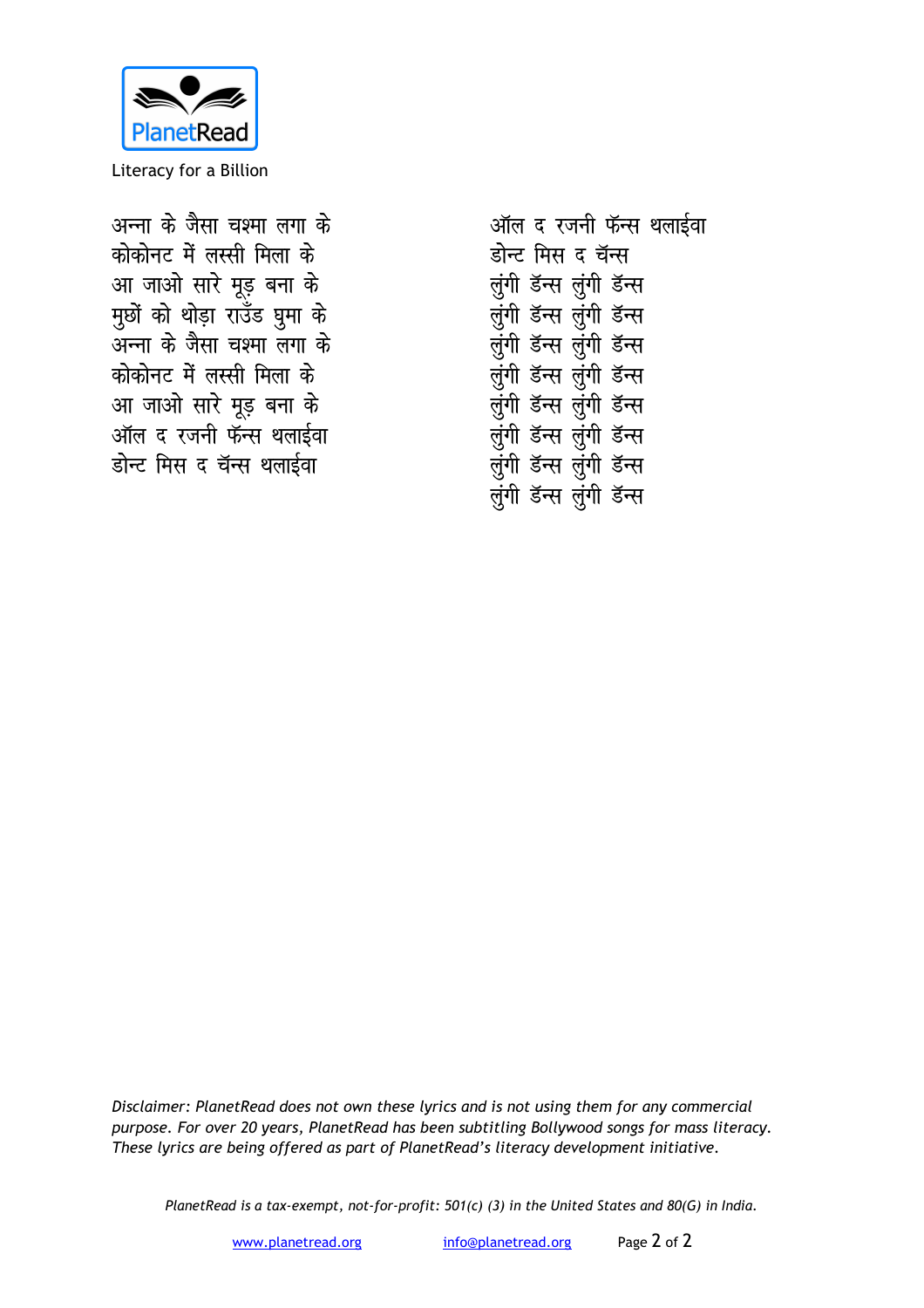Literacy for a Billion

अन्ना के जैसा चश्मा लगा के
कोकोनट में लस्सी मिला के
आ जाओ सारे मूड़ बना के
मुछों को थोड़ा राउँड घुमा के
अन्ना के जैसा चश्मा लगा के
कोकोनट में लस्सी मिला के
आ जाओ सारे मूड़ बना के
ऑल द रजनी फॅन्स थलाईवा
डोन्ट मिस द चॅन्स थलाईवा

ऑल द रजनी फॅन्स थलाईवा
डोन्ट मिस द चॅन्स
लुंगी डॅन्स लुंगी डॅन्स
लुंगी डॅन्स लुंगी डॅन्स
लुंगी डॅन्स लुंगी डॅन्स
लुंगी डॅन्स लुंगी डॅन्स
लुंगी डॅन्स लुंगी डॅन्स
लुंगी डॅन्स लुंगी डॅन्स
लुंगी डॅन्स लुंगी डॅन्स
लुंगी डॅन्स लुंगी डॅन्स

*Disclaimer: PlanetRead does not own these lyrics and is not using them for any commercial purpose. For over 20 years, PlanetRead has been subtitling Bollywood songs for mass literacy. These lyrics are being offered as part of PlanetRead's literacy development initiative.*

*PlanetRead is a tax-exempt, not-for-profit: 501(c) (3) in the United States and 80(G) in India.*

www.planetread.org info@planetread.org